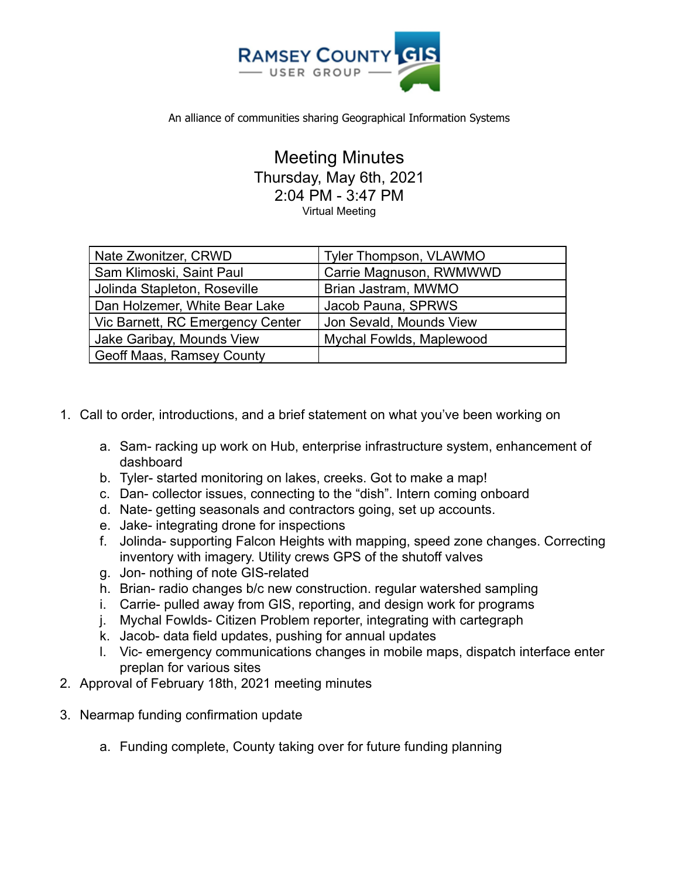RAMSEY COUNTY GIS USER GROUP

An alliance of communities sharing Geographical Information Systems

# Meeting Minutes

Thursday, May 6th, 2021

2:04 PM - 3:47 PM

Virtual Meeting

| | |
|---|---|
| Nate Zwonitzer, CRWD | Tyler Thompson, VLAWMO |
| Sam Klimoski, Saint Paul | Carrie Magnuson, RWMWWD |
| Jolinda Stapleton, Roseville | Brian Jastram, MWMO |
| Dan Holzemer, White Bear Lake | Jacob Pauna, SPRWS |
| Vic Barnett, RC Emergency Center | Jon Sevald, Mounds View |
| Jake Garibay, Mounds View | Mychal Fowlds, Maplewood |
| Geoff Maas, Ramsey County | |

1. Call to order, introductions, and a brief statement on what you've been working on
   a. Sam- racking up work on Hub, enterprise infrastructure system, enhancement of dashboard
   b. Tyler- started monitoring on lakes, creeks. Got to make a map!
   c. Dan- collector issues, connecting to the "dish". Intern coming onboard
   d. Nate- getting seasonals and contractors going, set up accounts.
   e. Jake- integrating drone for inspections
   f. Jolinda- supporting Falcon Heights with mapping, speed zone changes. Correcting inventory with imagery. Utility crews GPS of the shutoff valves
   g. Jon- nothing of note GIS-related
   h. Brian- radio changes b/c new construction. regular watershed sampling
   i. Carrie- pulled away from GIS, reporting, and design work for programs
   j. Mychal Fowlds- Citizen Problem reporter, integrating with cartegraph
   k. Jacob- data field updates, pushing for annual updates
   l. Vic- emergency communications changes in mobile maps, dispatch interface enter preplan for various sites
2. Approval of February 18th, 2021 meeting minutes
3. Nearmap funding confirmation update
   a. Funding complete, County taking over for future funding planning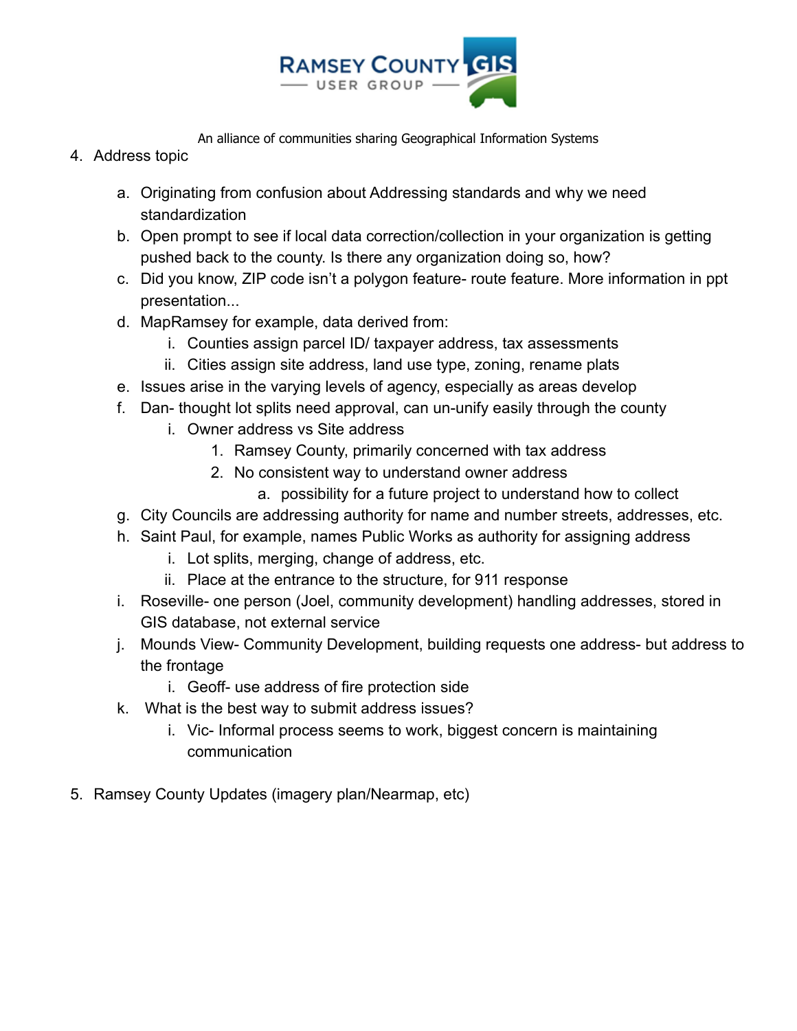4. Address topic

    a. Originating from confusion about Addressing standards and why we need standardization
    b. Open prompt to see if local data correction/collection in your organization is getting pushed back to the county. Is there any organization doing so, how?
    c. Did you know, ZIP code isn't a polygon feature- route feature. More information in ppt presentation...
    d. MapRamsey for example, data derived from:
        i. Counties assign parcel ID/ taxpayer address, tax assessments
        ii. Cities assign site address, land use type, zoning, rename plats
    e. Issues arise in the varying levels of agency, especially as areas develop
    f. Dan- thought lot splits need approval, can un-unify easily through the county
        i. Owner address vs Site address
            1. Ramsey County, primarily concerned with tax address
            2. No consistent way to understand owner address
                a. possibility for a future project to understand how to collect
    g. City Councils are addressing authority for name and number streets, addresses, etc.
    h. Saint Paul, for example, names Public Works as authority for assigning address
        i. Lot splits, merging, change of address, etc.
        ii. Place at the entrance to the structure, for 911 response
    i. Roseville- one person (Joel, community development) handling addresses, stored in GIS database, not external service
    j. Mounds View- Community Development, building requests one address- but address to the frontage
        i. Geoff- use address of fire protection side
    k. What is the best way to submit address issues?
        i. Vic- Informal process seems to work, biggest concern is maintaining communication

5. Ramsey County Updates (imagery plan/Nearmap, etc)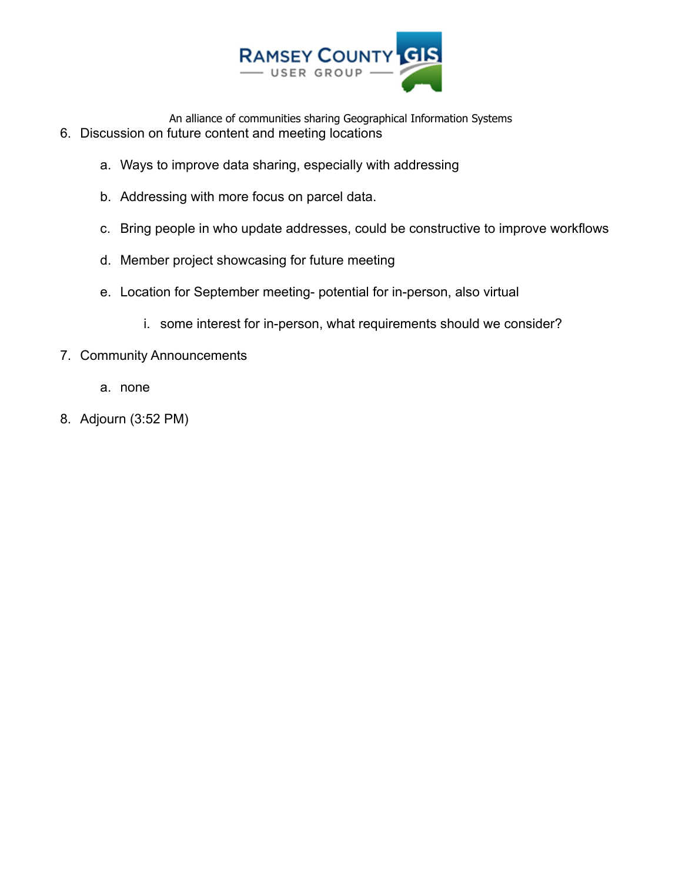6. Discussion on future content and meeting locations

    a. Ways to improve data sharing, especially with addressing

    b. Addressing with more focus on parcel data.

    c. Bring people in who update addresses, could be constructive to improve workflows

    d. Member project showcasing for future meeting

    e. Location for September meeting- potential for in-person, also virtual

        i. some interest for in-person, what requirements should we consider?

7. Community Announcements

    a. none

8. Adjourn (3:52 PM)